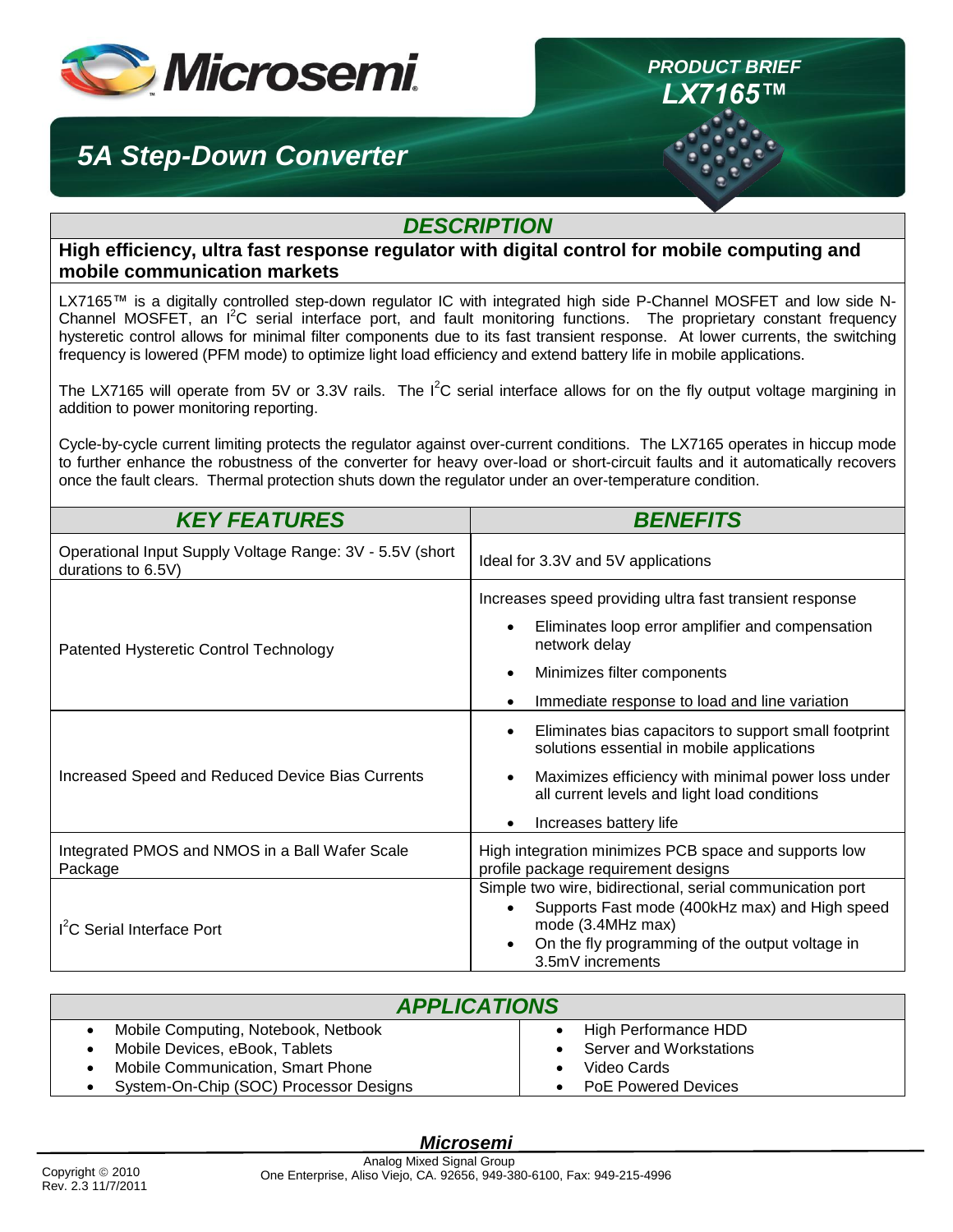# Microsemi

**PRODUCT BRIEF**
**LX7165™**

## 5A Step-Down Converter

## DESCRIPTION

**High efficiency, ultra fast response regulator with digital control for mobile computing and mobile communication markets**

LX7165™ is a digitally controlled step-down regulator IC with integrated high side P-Channel MOSFET and low side N-Channel MOSFET, an $I^2C$ serial interface port, and fault monitoring functions. The proprietary constant frequency hysteretic control allows for minimal filter components due to its fast transient response. At lower currents, the switching frequency is lowered (PFM mode) to optimize light load efficiency and extend battery life in mobile applications.

The LX7165 will operate from 5V or 3.3V rails. The $I^2C$ serial interface allows for on the fly output voltage margining in addition to power monitoring reporting.

Cycle-by-cycle current limiting protects the regulator against over-current conditions. The LX7165 operates in hiccup mode to further enhance the robustness of the converter for heavy over-load or short-circuit faults and it automatically recovers once the fault clears. Thermal protection shuts down the regulator under an over-temperature condition.

| KEY FEATURES | BENEFITS |
|---|---|
| Operational Input Supply Voltage Range: 3V - 5.5V (short durations to 6.5V) | Ideal for 3.3V and 5V applications |
| Patented Hysteretic Control Technology | Increases speed providing ultra fast transient response<br>• Eliminates loop error amplifier and compensation network delay<br>• Minimizes filter components<br>• Immediate response to load and line variation |
| Increased Speed and Reduced Device Bias Currents | • Eliminates bias capacitors to support small footprint solutions essential in mobile applications<br>• Maximizes efficiency with minimal power loss under all current levels and light load conditions<br>• Increases battery life |
| Integrated PMOS and NMOS in a Ball Wafer Scale Package | High integration minimizes PCB space and supports low profile package requirement designs |
| $I^2C$ Serial Interface Port | Simple two wire, bidirectional, serial communication port<br>• Supports Fast mode (400kHz max) and High speed mode (3.4MHz max)<br>• On the fly programming of the output voltage in 3.5mV increments |

## APPLICATIONS

- Mobile Computing, Notebook, Netbook
- Mobile Devices, eBook, Tablets
- Mobile Communication, Smart Phone
- System-On-Chip (SOC) Processor Designs
- High Performance HDD
- Server and Workstations
- Video Cards
- PoE Powered Devices

**Microsemi**
Analog Mixed Signal Group
One Enterprise, Aliso Viejo, CA. 92656, 949-380-6100, Fax: 949-215-4996

Copyright © 2010
Rev. 2.3 11/7/2011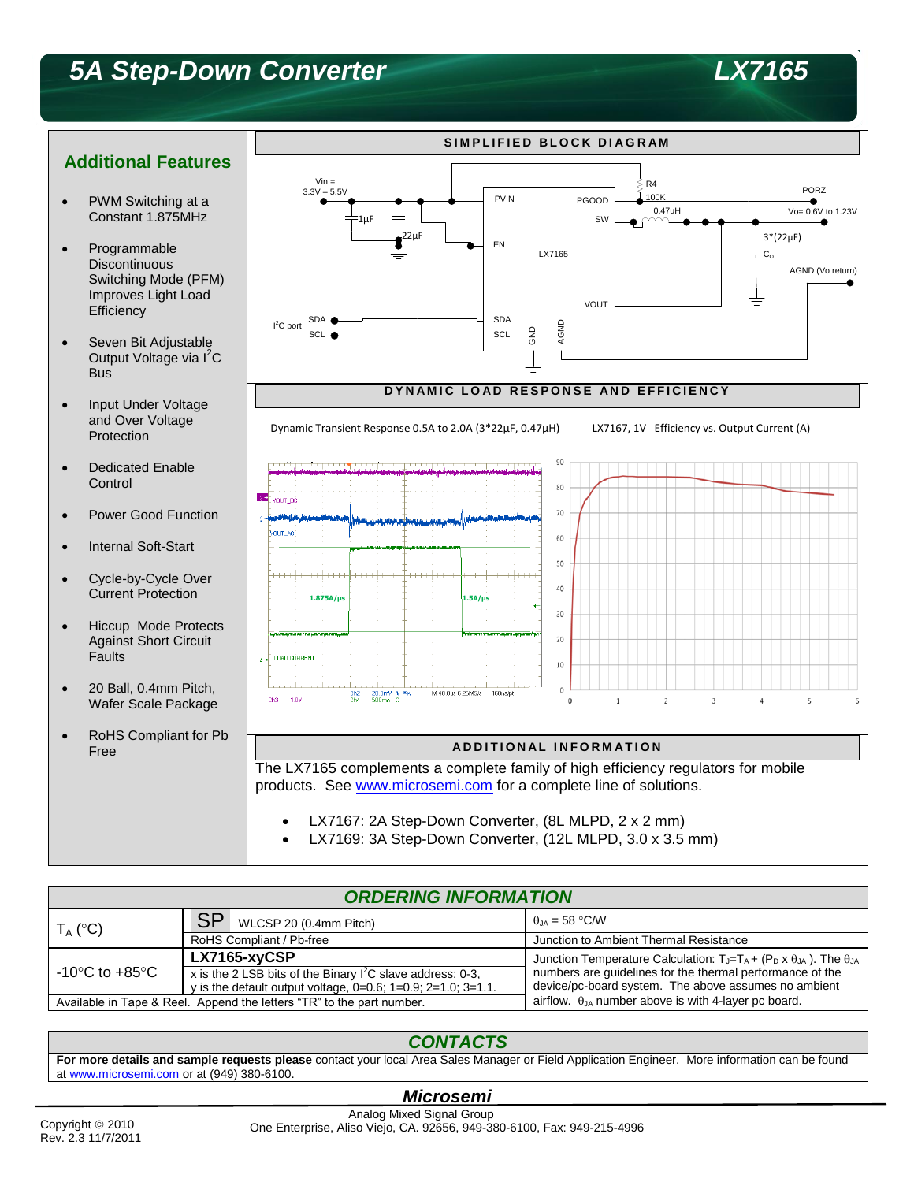# 5A Step-Down Converter — LX7165

## Additional Features

- PWM Switching at a Constant 1.875MHz
- Programmable Discontinuous Switching Mode (PFM) Improves Light Load Efficiency
- Seven Bit Adjustable Output Voltage via I²C Bus
- Input Under Voltage and Over Voltage Protection
- Dedicated Enable Control
- Power Good Function
- Internal Soft-Start
- Cycle-by-Cycle Over Current Protection
- Hiccup Mode Protects Against Short Circuit Faults
- 20 Ball, 0.4mm Pitch, Wafer Scale Package
- RoHS Compliant for Pb Free

## SIMPLIFIED BLOCK DIAGRAM

Vin = 3.3V – 5.5V
1µF
22µF
PVIN
EN
LX7165
PGOOD
SW
VOUT
SDA
SCL
GND
AGND
R4
100K
PORZ
0.47uH
Vo= 0.6V to 1.23V
3*(22µF)
$C_O$
AGND (Vo return)
I²C port
SDA
SCL

## DYNAMIC LOAD RESPONSE AND EFFICIENCY

Dynamic Transient Response 0.5A to 2.0A (3*22µF, 0.47µH)

VOUT_DC
VOUT_AC
1.875A/µs
1.5A/µs
LOAD CURRENT
Ch3 1.0V
Ch2 20.0mV
Ch4 500mA
M 40.0µs 6.25MS/s 160ns/pt

LX7167, 1V Efficiency vs. Output Current (A)

90
80
70
60
50
40
30
20
10
0
0 1 2 3 4 5 6

## ADDITIONAL INFORMATION

The LX7165 complements a complete family of high efficiency regulators for mobile products. See www.microsemi.com for a complete line of solutions.

- LX7167: 2A Step-Down Converter, (8L MLPD, 2 x 2 mm)
- LX7169: 3A Step-Down Converter, (12L MLPD, 3.0 x 3.5 mm)

## ORDERING INFORMATION

| $T_A$ (°C) | SP WLCSP 20 (0.4mm Pitch) | $\theta_{JA}$ = 58 °C/W |
|---|---|---|
| | RoHS Compliant / Pb-free | Junction to Ambient Thermal Resistance |
| -10°C to +85°C | LX7165-xyCSP | Junction Temperature Calculation: $T_J = T_A + (P_D \times \theta_{JA})$. The $\theta_{JA}$ numbers are guidelines for the thermal performance of the device/pc-board system. The above assumes no ambient airflow. $\theta_{JA}$ number above is with 4-layer pc board. |
| | x is the 2 LSB bits of the Binary I²C slave address: 0-3, y is the default output voltage, 0=0.6; 1=0.9; 2=1.0; 3=1.1. | |
| Available in Tape & Reel. Append the letters "TR" to the part number. | | |

## CONTACTS

**For more details and sample requests please** contact your local Area Sales Manager or Field Application Engineer. More information can be found at www.microsemi.com or at (949) 380-6100.

***Microsemi***
Analog Mixed Signal Group
One Enterprise, Aliso Viejo, CA. 92656, 949-380-6100, Fax: 949-215-4996

Copyright © 2010
Rev. 2.3 11/7/2011